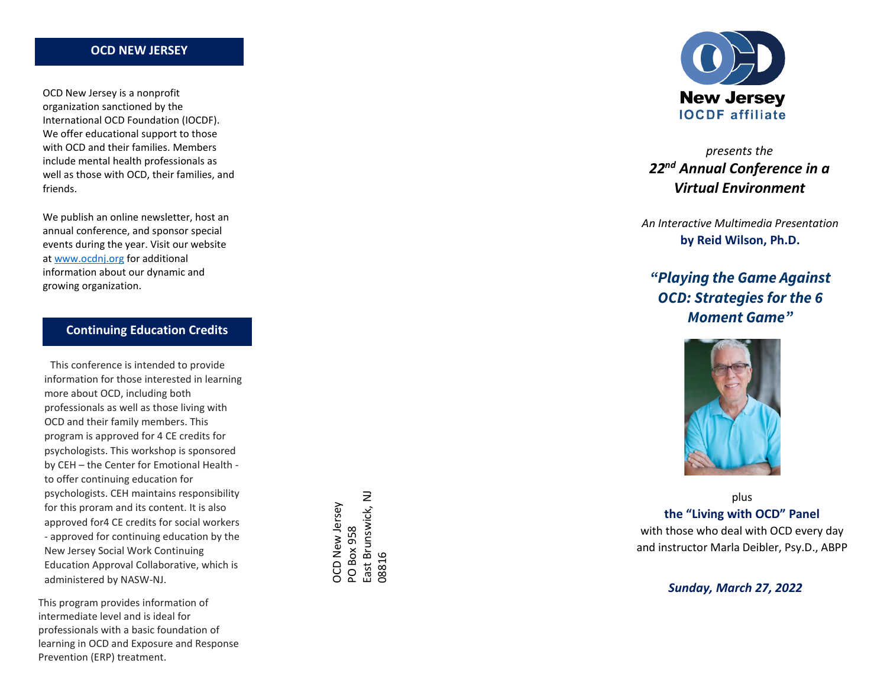## OCD NEW JERSEY

OCD New Jersey is a nonprofit organization sanctioned by the International OCD Foundation (IOCDF). We offer educational support to those with OCD and their families. Members include mental health professionals as well as those with OCD, their families, and friends.

We publish an online newsletter, host an annual conference, and sponsor special events during the year. Visit our website at www.ocdnj.org for additional information about our dynamic and growing organization.

## Continuing Education Credits

This conference is intended to provide information for those interested in learning more about OCD, including both professionals as well as those living with OCD and their family members. This program is approved for 4 CE credits for psychologists. This workshop is sponsored by CEH – the Center for Emotional Health - to offer continuing education for psychologists. CEH maintains responsibility for this proram and its content. It is also approved for4 CE credits for social workers - approved for continuing education by the New Jersey Social Work Continuing Education Approval Collaborative, which is administered by NASW-NJ.

This program provides information of intermediate level and is ideal for professionals with a basic foundation of learning in OCD and Exposure and Response Prevention (ERP) treatment.

OCD New Jersey
PO Box 958
East Brunswick, NJ
08816

OCD
New Jersey
IOCDF affiliate

*presents the*

***22nd Annual Conference in a Virtual Environment***

*An Interactive Multimedia Presentation*

**by Reid Wilson, Ph.D.**

## *"Playing the Game Against OCD: Strategies for the 6 Moment Game"*

plus

**the "Living with OCD" Panel**

with those who deal with OCD every day and instructor Marla Deibler, Psy.D., ABPP

***Sunday, March 27, 2022***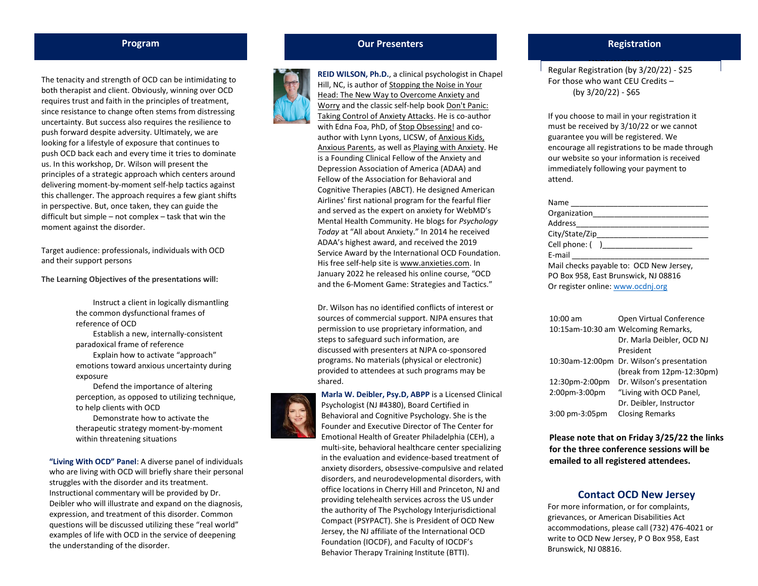## Program

The tenacity and strength of OCD can be intimidating to both therapist and client. Obviously, winning over OCD requires trust and faith in the principles of treatment, since resistance to change often stems from distressing uncertainty. But success also requires the resilience to push forward despite adversity. Ultimately, we are looking for a lifestyle of exposure that continues to push OCD back each and every time it tries to dominate us. In this workshop, Dr. Wilson will present the principles of a strategic approach which centers around delivering moment-by-moment self-help tactics against this challenger. The approach requires a few giant shifts in perspective. But, once taken, they can guide the difficult but simple – not complex – task that win the moment against the disorder.

Target audience: professionals, individuals with OCD and their support persons

**The Learning Objectives of the presentations will:**

- Instruct a client in logically dismantling the common dysfunctional frames of reference of OCD
- Establish a new, internally-consistent paradoxical frame of reference
- Explain how to activate "approach" emotions toward anxious uncertainty during exposure
- Defend the importance of altering perception, as opposed to utilizing technique, to help clients with OCD
- Demonstrate how to activate the therapeutic strategy moment-by-moment within threatening situations

**"Living With OCD" Panel**: A diverse panel of individuals who are living with OCD will briefly share their personal struggles with the disorder and its treatment. Instructional commentary will be provided by Dr. Deibler who will illustrate and expand on the diagnosis, expression, and treatment of this disorder. Common questions will be discussed utilizing these "real world" examples of life with OCD in the service of deepening the understanding of the disorder.

## Our Presenters

**REID WILSON, Ph.D.**, a clinical psychologist in Chapel Hill, NC, is author of Stopping the Noise in Your Head: The New Way to Overcome Anxiety and Worry and the classic self-help book Don't Panic: Taking Control of Anxiety Attacks. He is co-author with Edna Foa, PhD, of Stop Obsessing! and co-author with Lynn Lyons, LICSW, of Anxious Kids, Anxious Parents, as well as Playing with Anxiety. He is a Founding Clinical Fellow of the Anxiety and Depression Association of America (ADAA) and Fellow of the Association for Behavioral and Cognitive Therapies (ABCT). He designed American Airlines' first national program for the fearful flier and served as the expert on anxiety for WebMD's Mental Health Community. He blogs for *Psychology Today* at "All about Anxiety." In 2014 he received ADAA's highest award, and received the 2019 Service Award by the International OCD Foundation. His free self-help site is www.anxieties.com. In January 2022 he released his online course, "OCD and the 6-Moment Game: Strategies and Tactics."

Dr. Wilson has no identified conflicts of interest or sources of commercial support. NJPA ensures that permission to use proprietary information, and steps to safeguard such information, are discussed with presenters at NJPA co-sponsored programs. No materials (physical or electronic) provided to attendees at such programs may be shared.

**Marla W. Deibler, Psy.D, ABPP** is a Licensed Clinical Psychologist (NJ #4380), Board Certified in Behavioral and Cognitive Psychology. She is the Founder and Executive Director of The Center for Emotional Health of Greater Philadelphia (CEH), a multi-site, behavioral healthcare center specializing in the evaluation and evidence-based treatment of anxiety disorders, obsessive-compulsive and related disorders, and neurodevelopmental disorders, with office locations in Cherry Hill and Princeton, NJ and providing telehealth services across the US under the authority of The Psychology Interjurisdictional Compact (PSYPACT). She is President of OCD New Jersey, the NJ affiliate of the International OCD Foundation (IOCDF), and Faculty of IOCDF's Behavior Therapy Training Institute (BTTI).

## Registration

Regular Registration (by 3/20/22) - $25
For those who want CEU Credits – (by 3/20/22) - $65

If you choose to mail in your registration it must be received by 3/10/22 or we cannot guarantee you will be registered. We encourage all registrations to be made through our website so your information is received immediately following your payment to attend.

Name ________________________________
Organization___________________________
Address______________________________
City/State/Zip__________________________
Cell phone: (   )_____________________
E-mail ________________________________

Mail checks payable to: OCD New Jersey, PO Box 958, East Brunswick, NJ 08816
Or register online: www.ocdnj.org

| | |
|---|---|
| 10:00 am | Open Virtual Conference |
| 10:15am-10:30 am | Welcoming Remarks, Dr. Marla Deibler, OCD NJ President |
| 10:30am-12:00pm | Dr. Wilson's presentation (break from 12pm-12:30pm) |
| 12:30pm-2:00pm | Dr. Wilson's presentation |
| 2:00pm-3:00pm | "Living with OCD Panel, Dr. Deibler, Instructor |
| 3:00 pm-3:05pm | Closing Remarks |

**Please note that on Friday 3/25/22 the links for the three conference sessions will be emailed to all registered attendees.**

## Contact OCD New Jersey

For more information, or for complaints, grievances, or American Disabilities Act accommodations, please call (732) 476-4021 or write to OCD New Jersey, P O Box 958, East Brunswick, NJ 08816.